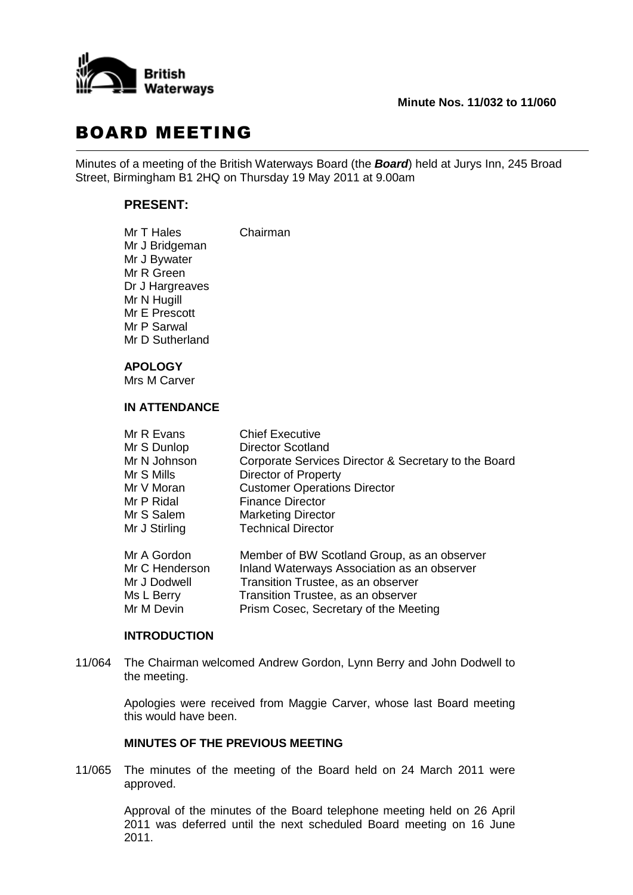British Waterways

**Minute Nos. 11/032 to 11/060**

# BOARD MEETING

Minutes of a meeting of the British Waterways Board (the ***Board***) held at Jurys Inn, 245 Broad Street, Birmingham B1 2HQ on Thursday 19 May 2011 at 9.00am

## PRESENT:

Mr T Hales Chairman
Mr J Bridgeman
Mr J Bywater
Mr R Green
Dr J Hargreaves
Mr N Hugill
Mr E Prescott
Mr P Sarwal
Mr D Sutherland

**APOLOGY**

Mrs M Carver

**IN ATTENDANCE**

| | |
|---|---|
| Mr R Evans | Chief Executive |
| Mr S Dunlop | Director Scotland |
| Mr N Johnson | Corporate Services Director & Secretary to the Board |
| Mr S Mills | Director of Property |
| Mr V Moran | Customer Operations Director |
| Mr P Ridal | Finance Director |
| Mr S Salem | Marketing Director |
| Mr J Stirling | Technical Director |
| Mr A Gordon | Member of BW Scotland Group, as an observer |
| Mr C Henderson | Inland Waterways Association as an observer |
| Mr J Dodwell | Transition Trustee, as an observer |
| Ms L Berry | Transition Trustee, as an observer |
| Mr M Devin | Prism Cosec, Secretary of the Meeting |

**INTRODUCTION**

11/064 The Chairman welcomed Andrew Gordon, Lynn Berry and John Dodwell to the meeting.

Apologies were received from Maggie Carver, whose last Board meeting this would have been.

**MINUTES OF THE PREVIOUS MEETING**

11/065 The minutes of the meeting of the Board held on 24 March 2011 were approved.

Approval of the minutes of the Board telephone meeting held on 26 April 2011 was deferred until the next scheduled Board meeting on 16 June 2011.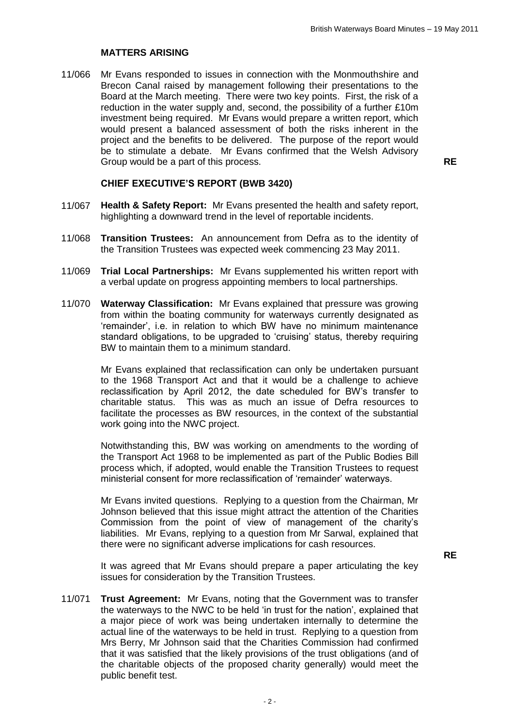**MATTERS ARISING**

11/066 Mr Evans responded to issues in connection with the Monmouthshire and Brecon Canal raised by management following their presentations to the Board at the March meeting. There were two key points. First, the risk of a reduction in the water supply and, second, the possibility of a further £10m investment being required. Mr Evans would prepare a written report, which would present a balanced assessment of both the risks inherent in the project and the benefits to be delivered. The purpose of the report would be to stimulate a debate. Mr Evans confirmed that the Welsh Advisory Group would be a part of this process. **RE**

**CHIEF EXECUTIVE'S REPORT (BWB 3420)**

11/067 **Health & Safety Report:** Mr Evans presented the health and safety report, highlighting a downward trend in the level of reportable incidents.

11/068 **Transition Trustees:** An announcement from Defra as to the identity of the Transition Trustees was expected week commencing 23 May 2011.

11/069 **Trial Local Partnerships:** Mr Evans supplemented his written report with a verbal update on progress appointing members to local partnerships.

11/070 **Waterway Classification:** Mr Evans explained that pressure was growing from within the boating community for waterways currently designated as 'remainder', i.e. in relation to which BW have no minimum maintenance standard obligations, to be upgraded to 'cruising' status, thereby requiring BW to maintain them to a minimum standard.

Mr Evans explained that reclassification can only be undertaken pursuant to the 1968 Transport Act and that it would be a challenge to achieve reclassification by April 2012, the date scheduled for BW's transfer to charitable status. This was as much an issue of Defra resources to facilitate the processes as BW resources, in the context of the substantial work going into the NWC project.

Notwithstanding this, BW was working on amendments to the wording of the Transport Act 1968 to be implemented as part of the Public Bodies Bill process which, if adopted, would enable the Transition Trustees to request ministerial consent for more reclassification of 'remainder' waterways.

Mr Evans invited questions. Replying to a question from the Chairman, Mr Johnson believed that this issue might attract the attention of the Charities Commission from the point of view of management of the charity's liabilities. Mr Evans, replying to a question from Mr Sarwal, explained that there were no significant adverse implications for cash resources.

It was agreed that Mr Evans should prepare a paper articulating the key issues for consideration by the Transition Trustees. **RE**

11/071 **Trust Agreement:** Mr Evans, noting that the Government was to transfer the waterways to the NWC to be held 'in trust for the nation', explained that a major piece of work was being undertaken internally to determine the actual line of the waterways to be held in trust. Replying to a question from Mrs Berry, Mr Johnson said that the Charities Commission had confirmed that it was satisfied that the likely provisions of the trust obligations (and of the charitable objects of the proposed charity generally) would meet the public benefit test.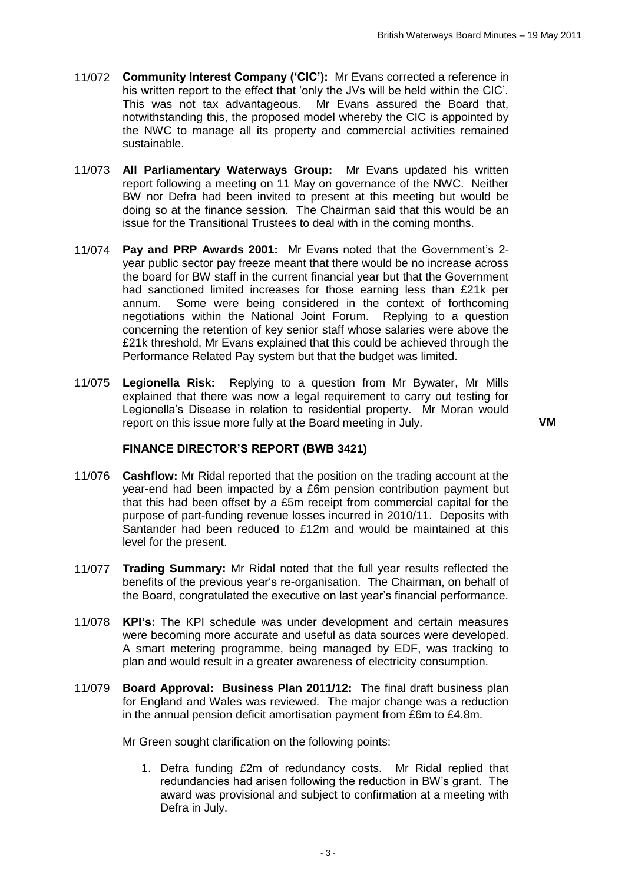11/072 **Community Interest Company ('CIC'):** Mr Evans corrected a reference in his written report to the effect that 'only the JVs will be held within the CIC'. This was not tax advantageous. Mr Evans assured the Board that, notwithstanding this, the proposed model whereby the CIC is appointed by the NWC to manage all its property and commercial activities remained sustainable.

11/073 **All Parliamentary Waterways Group:** Mr Evans updated his written report following a meeting on 11 May on governance of the NWC. Neither BW nor Defra had been invited to present at this meeting but would be doing so at the finance session. The Chairman said that this would be an issue for the Transitional Trustees to deal with in the coming months.

11/074 **Pay and PRP Awards 2001:** Mr Evans noted that the Government's 2-year public sector pay freeze meant that there would be no increase across the board for BW staff in the current financial year but that the Government had sanctioned limited increases for those earning less than £21k per annum. Some were being considered in the context of forthcoming negotiations within the National Joint Forum. Replying to a question concerning the retention of key senior staff whose salaries were above the £21k threshold, Mr Evans explained that this could be achieved through the Performance Related Pay system but that the budget was limited.

11/075 **Legionella Risk:** Replying to a question from Mr Bywater, Mr Mills explained that there was now a legal requirement to carry out testing for Legionella's Disease in relation to residential property. Mr Moran would report on this issue more fully at the Board meeting in July. **VM**

**FINANCE DIRECTOR'S REPORT (BWB 3421)**

11/076 **Cashflow:** Mr Ridal reported that the position on the trading account at the year-end had been impacted by a £6m pension contribution payment but that this had been offset by a £5m receipt from commercial capital for the purpose of part-funding revenue losses incurred in 2010/11. Deposits with Santander had been reduced to £12m and would be maintained at this level for the present.

11/077 **Trading Summary:** Mr Ridal noted that the full year results reflected the benefits of the previous year's re-organisation. The Chairman, on behalf of the Board, congratulated the executive on last year's financial performance.

11/078 **KPI's:** The KPI schedule was under development and certain measures were becoming more accurate and useful as data sources were developed. A smart metering programme, being managed by EDF, was tracking to plan and would result in a greater awareness of electricity consumption.

11/079 **Board Approval: Business Plan 2011/12:** The final draft business plan for England and Wales was reviewed. The major change was a reduction in the annual pension deficit amortisation payment from £6m to £4.8m.

Mr Green sought clarification on the following points:

1. Defra funding £2m of redundancy costs. Mr Ridal replied that redundancies had arisen following the reduction in BW's grant. The award was provisional and subject to confirmation at a meeting with Defra in July.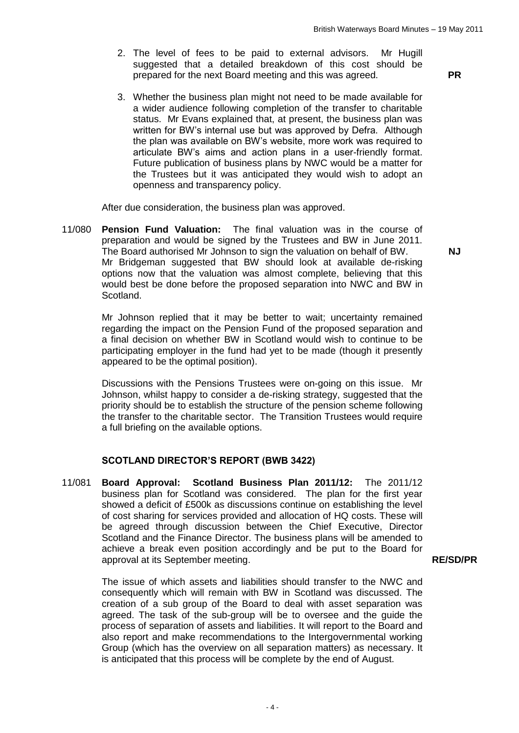2. The level of fees to be paid to external advisors. Mr Hugill suggested that a detailed breakdown of this cost should be prepared for the next Board meeting and this was agreed. **PR**

3. Whether the business plan might not need to be made available for a wider audience following completion of the transfer to charitable status. Mr Evans explained that, at present, the business plan was written for BW's internal use but was approved by Defra. Although the plan was available on BW's website, more work was required to articulate BW's aims and action plans in a user-friendly format. Future publication of business plans by NWC would be a matter for the Trustees but it was anticipated they would wish to adopt an openness and transparency policy.

After due consideration, the business plan was approved.

11/080 **Pension Fund Valuation:** The final valuation was in the course of preparation and would be signed by the Trustees and BW in June 2011. The Board authorised Mr Johnson to sign the valuation on behalf of BW. **NJ**
Mr Bridgeman suggested that BW should look at available de-risking options now that the valuation was almost complete, believing that this would best be done before the proposed separation into NWC and BW in Scotland.

Mr Johnson replied that it may be better to wait; uncertainty remained regarding the impact on the Pension Fund of the proposed separation and a final decision on whether BW in Scotland would wish to continue to be participating employer in the fund had yet to be made (though it presently appeared to be the optimal position).

Discussions with the Pensions Trustees were on-going on this issue. Mr Johnson, whilst happy to consider a de-risking strategy, suggested that the priority should be to establish the structure of the pension scheme following the transfer to the charitable sector. The Transition Trustees would require a full briefing on the available options.

## SCOTLAND DIRECTOR'S REPORT (BWB 3422)

11/081 **Board Approval: Scotland Business Plan 2011/12:** The 2011/12 business plan for Scotland was considered. The plan for the first year showed a deficit of £500k as discussions continue on establishing the level of cost sharing for services provided and allocation of HQ costs. These will be agreed through discussion between the Chief Executive, Director Scotland and the Finance Director. The business plans will be amended to achieve a break even position accordingly and be put to the Board for approval at its September meeting. **RE/SD/PR**

The issue of which assets and liabilities should transfer to the NWC and consequently which will remain with BW in Scotland was discussed. The creation of a sub group of the Board to deal with asset separation was agreed. The task of the sub-group will be to oversee and the guide the process of separation of assets and liabilities. It will report to the Board and also report and make recommendations to the Intergovernmental working Group (which has the overview on all separation matters) as necessary. It is anticipated that this process will be complete by the end of August.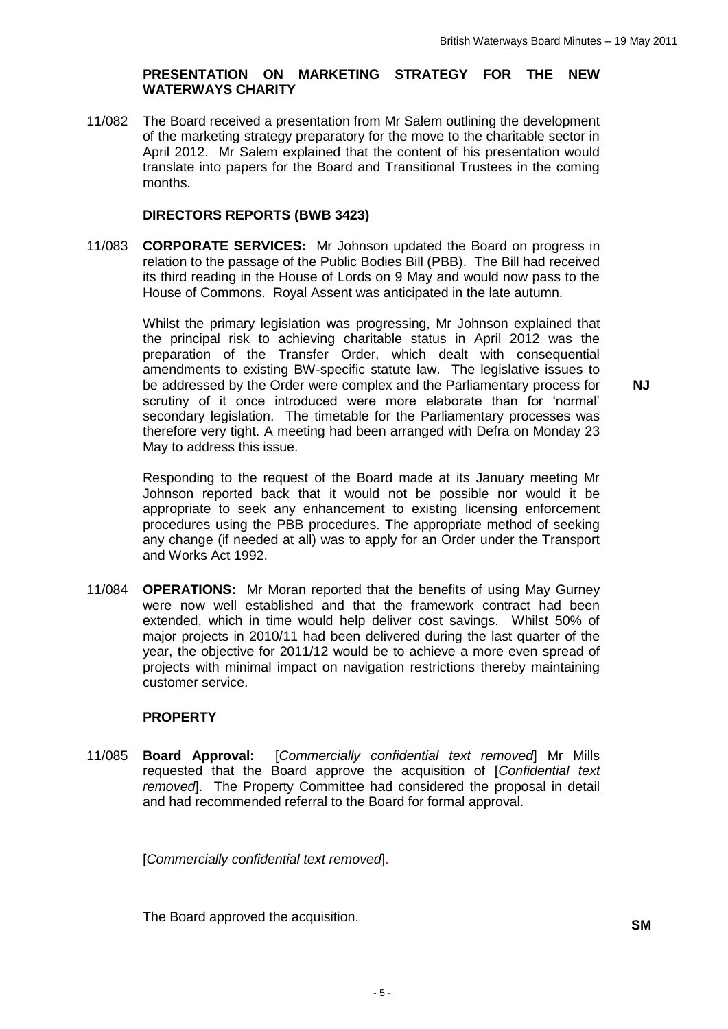**PRESENTATION ON MARKETING STRATEGY FOR THE NEW WATERWAYS CHARITY**

11/082 The Board received a presentation from Mr Salem outlining the development of the marketing strategy preparatory for the move to the charitable sector in April 2012. Mr Salem explained that the content of his presentation would translate into papers for the Board and Transitional Trustees in the coming months.

**DIRECTORS REPORTS (BWB 3423)**

11/083 **CORPORATE SERVICES:** Mr Johnson updated the Board on progress in relation to the passage of the Public Bodies Bill (PBB). The Bill had received its third reading in the House of Lords on 9 May and would now pass to the House of Commons. Royal Assent was anticipated in the late autumn.

Whilst the primary legislation was progressing, Mr Johnson explained that the principal risk to achieving charitable status in April 2012 was the preparation of the Transfer Order, which dealt with consequential amendments to existing BW-specific statute law. The legislative issues to be addressed by the Order were complex and the Parliamentary process for scrutiny of it once introduced were more elaborate than for 'normal' secondary legislation. The timetable for the Parliamentary processes was therefore very tight. A meeting had been arranged with Defra on Monday 23 May to address this issue. **NJ**

Responding to the request of the Board made at its January meeting Mr Johnson reported back that it would not be possible nor would it be appropriate to seek any enhancement to existing licensing enforcement procedures using the PBB procedures. The appropriate method of seeking any change (if needed at all) was to apply for an Order under the Transport and Works Act 1992.

11/084 **OPERATIONS:** Mr Moran reported that the benefits of using May Gurney were now well established and that the framework contract had been extended, which in time would help deliver cost savings. Whilst 50% of major projects in 2010/11 had been delivered during the last quarter of the year, the objective for 2011/12 would be to achieve a more even spread of projects with minimal impact on navigation restrictions thereby maintaining customer service.

**PROPERTY**

11/085 **Board Approval:** [*Commercially confidential text removed*] Mr Mills requested that the Board approve the acquisition of [*Confidential text removed*]. The Property Committee had considered the proposal in detail and had recommended referral to the Board for formal approval.

[*Commercially confidential text removed*].

The Board approved the acquisition. **SM**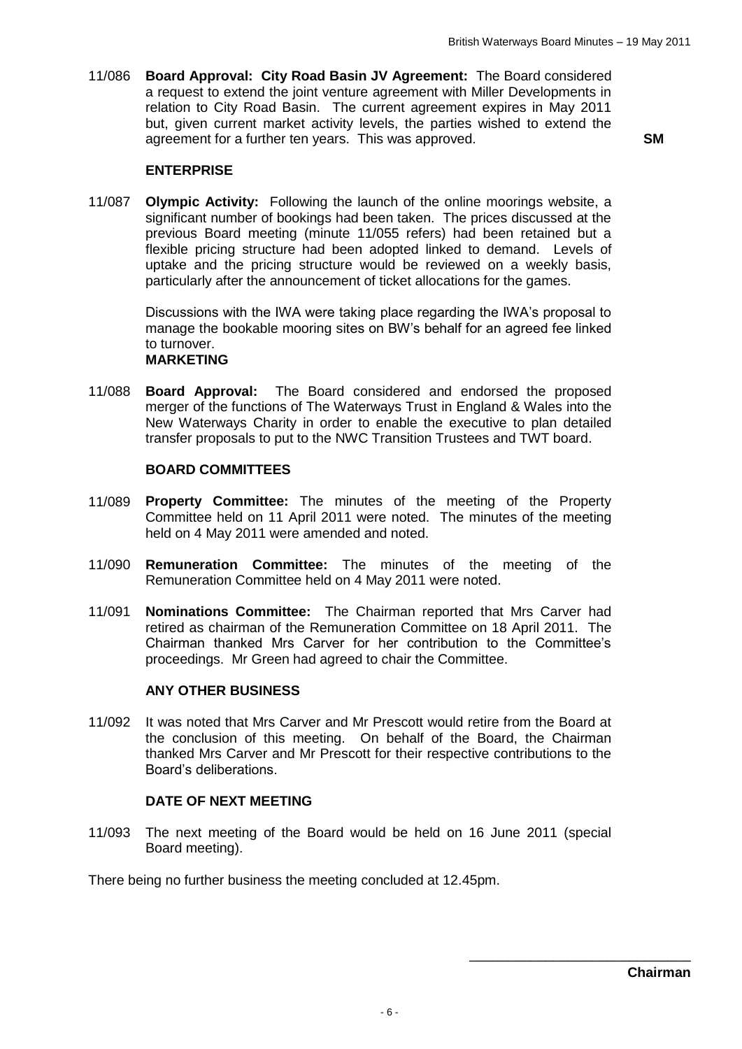11/086 **Board Approval: City Road Basin JV Agreement:** The Board considered a request to extend the joint venture agreement with Miller Developments in relation to City Road Basin. The current agreement expires in May 2011 but, given current market activity levels, the parties wished to extend the agreement for a further ten years. This was approved. **SM**

**ENTERPRISE**

11/087 **Olympic Activity:** Following the launch of the online moorings website, a significant number of bookings had been taken. The prices discussed at the previous Board meeting (minute 11/055 refers) had been retained but a flexible pricing structure had been adopted linked to demand. Levels of uptake and the pricing structure would be reviewed on a weekly basis, particularly after the announcement of ticket allocations for the games.

Discussions with the IWA were taking place regarding the IWA's proposal to manage the bookable mooring sites on BW's behalf for an agreed fee linked to turnover.

**MARKETING**

11/088 **Board Approval:** The Board considered and endorsed the proposed merger of the functions of The Waterways Trust in England & Wales into the New Waterways Charity in order to enable the executive to plan detailed transfer proposals to put to the NWC Transition Trustees and TWT board.

**BOARD COMMITTEES**

11/089 **Property Committee:** The minutes of the meeting of the Property Committee held on 11 April 2011 were noted. The minutes of the meeting held on 4 May 2011 were amended and noted.

11/090 **Remuneration Committee:** The minutes of the meeting of the Remuneration Committee held on 4 May 2011 were noted.

11/091 **Nominations Committee:** The Chairman reported that Mrs Carver had retired as chairman of the Remuneration Committee on 18 April 2011. The Chairman thanked Mrs Carver for her contribution to the Committee's proceedings. Mr Green had agreed to chair the Committee.

**ANY OTHER BUSINESS**

11/092 It was noted that Mrs Carver and Mr Prescott would retire from the Board at the conclusion of this meeting. On behalf of the Board, the Chairman thanked Mrs Carver and Mr Prescott for their respective contributions to the Board's deliberations.

**DATE OF NEXT MEETING**

11/093 The next meeting of the Board would be held on 16 June 2011 (special Board meeting).

There being no further business the meeting concluded at 12.45pm.

\_\_\_\_\_\_\_\_\_\_\_\_\_\_\_\_\_\_\_\_\_\_\_\_\_\_\_\_\_\_

**Chairman**